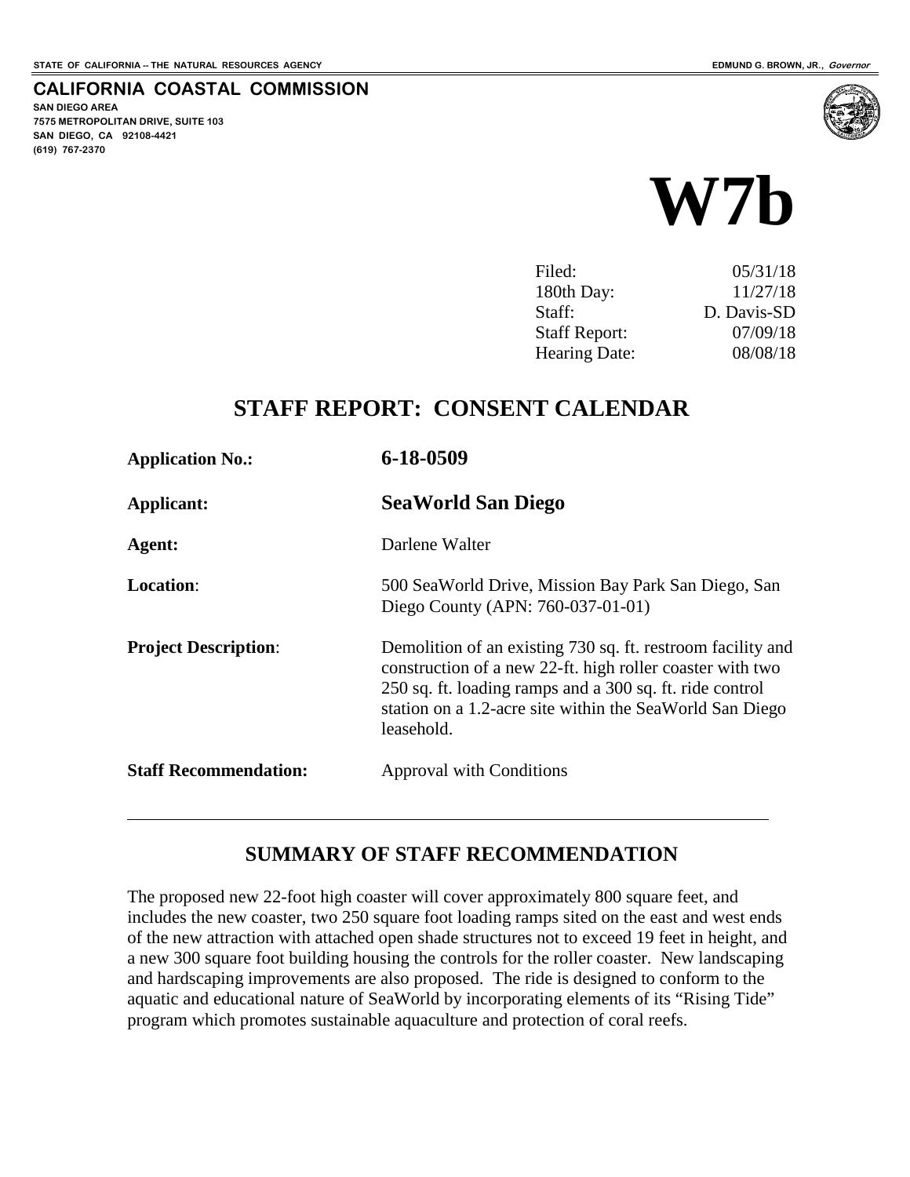STATE OF CALIFORNIA -- THE NATURAL RESOURCES AGENCY

EDMUND G. BROWN, JR., *Governor*

**CALIFORNIA COASTAL COMMISSION**
**SAN DIEGO AREA**
**7575 METROPOLITAN DRIVE, SUITE 103**
**SAN DIEGO, CA 92108-4421**
**(619) 767-2370**

# W7b

| | |
|---|---|
| Filed: | 05/31/18 |
| 180th Day: | 11/27/18 |
| Staff: | D. Davis-SD |
| Staff Report: | 07/09/18 |
| Hearing Date: | 08/08/18 |

## STAFF REPORT: CONSENT CALENDAR

| | |
|---|---|
| **Application No.:** | **6-18-0509** |
| **Applicant:** | **SeaWorld San Diego** |
| **Agent:** | Darlene Walter |
| **Location:** | 500 SeaWorld Drive, Mission Bay Park San Diego, San Diego County (APN: 760-037-01-01) |
| **Project Description:** | Demolition of an existing 730 sq. ft. restroom facility and construction of a new 22-ft. high roller coaster with two 250 sq. ft. loading ramps and a 300 sq. ft. ride control station on a 1.2-acre site within the SeaWorld San Diego leasehold. |
| **Staff Recommendation:** | Approval with Conditions |

---

## SUMMARY OF STAFF RECOMMENDATION

The proposed new 22-foot high coaster will cover approximately 800 square feet, and includes the new coaster, two 250 square foot loading ramps sited on the east and west ends of the new attraction with attached open shade structures not to exceed 19 feet in height, and a new 300 square foot building housing the controls for the roller coaster. New landscaping and hardscaping improvements are also proposed. The ride is designed to conform to the aquatic and educational nature of SeaWorld by incorporating elements of its "Rising Tide" program which promotes sustainable aquaculture and protection of coral reefs.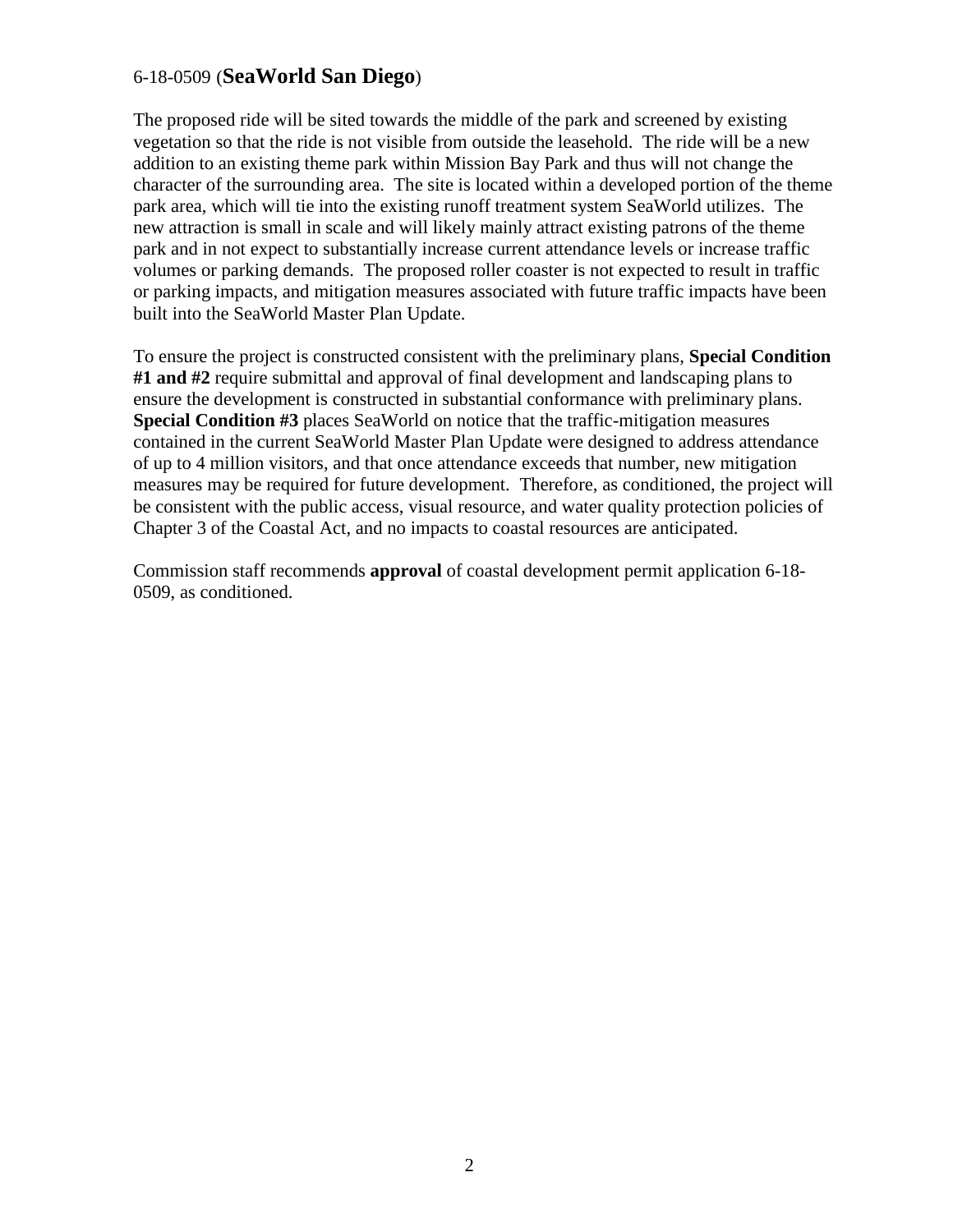6-18-0509 (**SeaWorld San Diego**)

The proposed ride will be sited towards the middle of the park and screened by existing vegetation so that the ride is not visible from outside the leasehold. The ride will be a new addition to an existing theme park within Mission Bay Park and thus will not change the character of the surrounding area. The site is located within a developed portion of the theme park area, which will tie into the existing runoff treatment system SeaWorld utilizes. The new attraction is small in scale and will likely mainly attract existing patrons of the theme park and in not expect to substantially increase current attendance levels or increase traffic volumes or parking demands. The proposed roller coaster is not expected to result in traffic or parking impacts, and mitigation measures associated with future traffic impacts have been built into the SeaWorld Master Plan Update.

To ensure the project is constructed consistent with the preliminary plans, **Special Condition #1 and #2** require submittal and approval of final development and landscaping plans to ensure the development is constructed in substantial conformance with preliminary plans. **Special Condition #3** places SeaWorld on notice that the traffic-mitigation measures contained in the current SeaWorld Master Plan Update were designed to address attendance of up to 4 million visitors, and that once attendance exceeds that number, new mitigation measures may be required for future development. Therefore, as conditioned, the project will be consistent with the public access, visual resource, and water quality protection policies of Chapter 3 of the Coastal Act, and no impacts to coastal resources are anticipated.

Commission staff recommends **approval** of coastal development permit application 6-18-0509, as conditioned.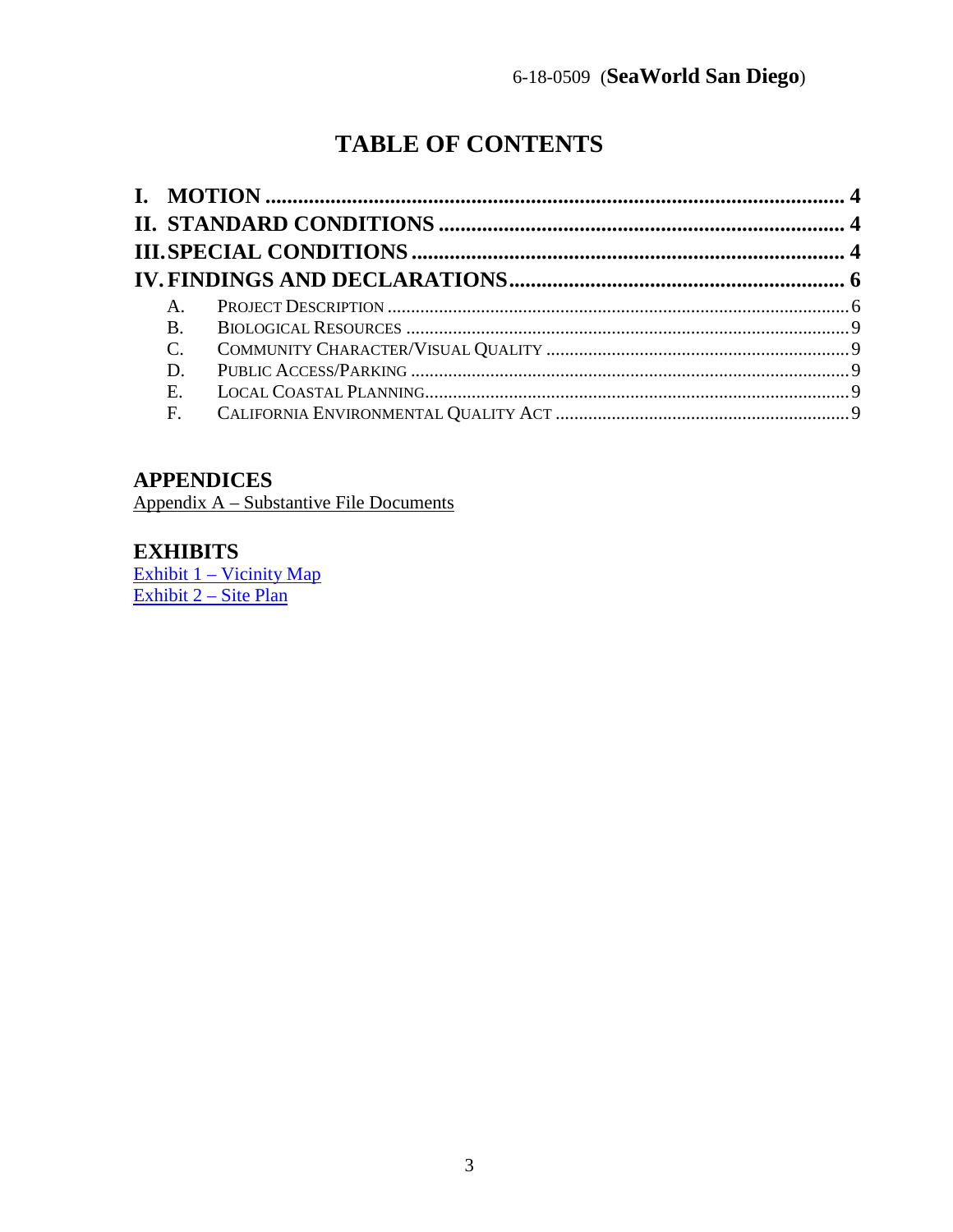# TABLE OF CONTENTS

**I. MOTION ............................................................................................................ 4**

**II. STANDARD CONDITIONS ........................................................................... 4**

**III. SPECIAL CONDITIONS .............................................................................. 4**

**IV. FINDINGS AND DECLARATIONS............................................................. 6**

A. PROJECT DESCRIPTION .................................................................................................. 6

B. BIOLOGICAL RESOURCES .............................................................................................. 9

C. COMMUNITY CHARACTER/VISUAL QUALITY ................................................................ 9

D. PUBLIC ACCESS/PARKING ............................................................................................. 9

E. LOCAL COASTAL PLANNING.......................................................................................... 9

F. CALIFORNIA ENVIRONMENTAL QUALITY ACT .............................................................. 9

## APPENDICES

Appendix A – Substantive File Documents

## EXHIBITS

Exhibit 1 – Vicinity Map

Exhibit 2 – Site Plan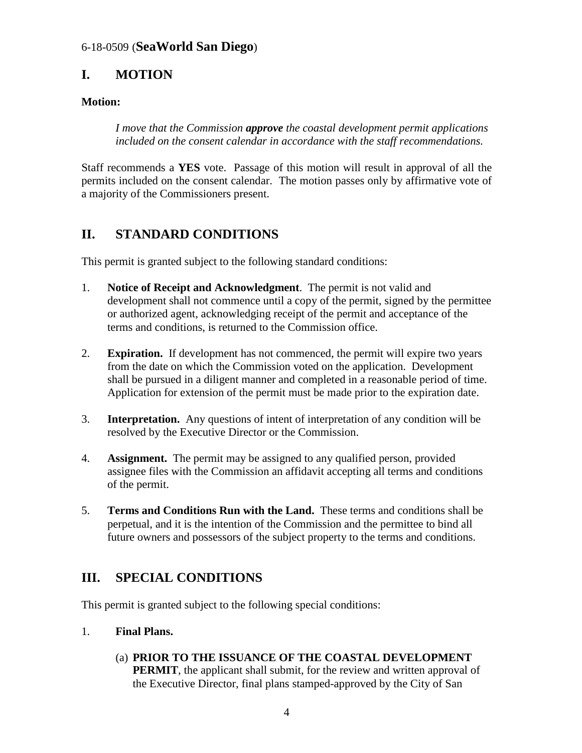6-18-0509 (**SeaWorld San Diego**)

## I. MOTION

**Motion:**

> *I move that the Commission **approve** the coastal development permit applications included on the consent calendar in accordance with the staff recommendations.*

Staff recommends a **YES** vote. Passage of this motion will result in approval of all the permits included on the consent calendar. The motion passes only by affirmative vote of a majority of the Commissioners present.

## II. STANDARD CONDITIONS

This permit is granted subject to the following standard conditions:

1. **Notice of Receipt and Acknowledgment**. The permit is not valid and development shall not commence until a copy of the permit, signed by the permittee or authorized agent, acknowledging receipt of the permit and acceptance of the terms and conditions, is returned to the Commission office.

2. **Expiration.** If development has not commenced, the permit will expire two years from the date on which the Commission voted on the application. Development shall be pursued in a diligent manner and completed in a reasonable period of time. Application for extension of the permit must be made prior to the expiration date.

3. **Interpretation.** Any questions of intent of interpretation of any condition will be resolved by the Executive Director or the Commission.

4. **Assignment.** The permit may be assigned to any qualified person, provided assignee files with the Commission an affidavit accepting all terms and conditions of the permit.

5. **Terms and Conditions Run with the Land.** These terms and conditions shall be perpetual, and it is the intention of the Commission and the permittee to bind all future owners and possessors of the subject property to the terms and conditions.

## III. SPECIAL CONDITIONS

This permit is granted subject to the following special conditions:

1. **Final Plans.**

   (a) **PRIOR TO THE ISSUANCE OF THE COASTAL DEVELOPMENT PERMIT**, the applicant shall submit, for the review and written approval of the Executive Director, final plans stamped-approved by the City of San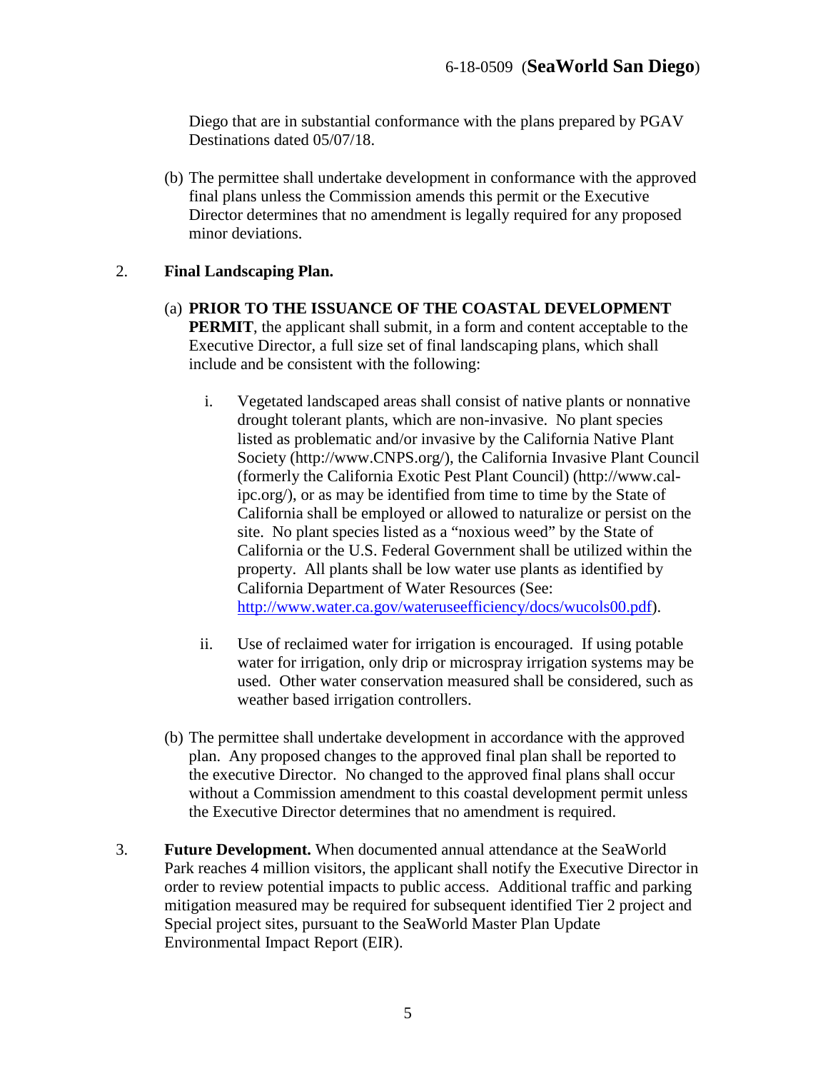Diego that are in substantial conformance with the plans prepared by PGAV Destinations dated 05/07/18.

(b) The permittee shall undertake development in conformance with the approved final plans unless the Commission amends this permit or the Executive Director determines that no amendment is legally required for any proposed minor deviations.

2. **Final Landscaping Plan.**

(a) **PRIOR TO THE ISSUANCE OF THE COASTAL DEVELOPMENT PERMIT**, the applicant shall submit, in a form and content acceptable to the Executive Director, a full size set of final landscaping plans, which shall include and be consistent with the following:

i. Vegetated landscaped areas shall consist of native plants or nonnative drought tolerant plants, which are non-invasive. No plant species listed as problematic and/or invasive by the California Native Plant Society (http://www.CNPS.org/), the California Invasive Plant Council (formerly the California Exotic Pest Plant Council) (http://www.cal-ipc.org/), or as may be identified from time to time by the State of California shall be employed or allowed to naturalize or persist on the site. No plant species listed as a "noxious weed" by the State of California or the U.S. Federal Government shall be utilized within the property. All plants shall be low water use plants as identified by California Department of Water Resources (See: [http://www.water.ca.gov/wateruseefficiency/docs/wucols00.pdf](http://www.water.ca.gov/wateruseefficiency/docs/wucols00.pdf)).

ii. Use of reclaimed water for irrigation is encouraged. If using potable water for irrigation, only drip or microspray irrigation systems may be used. Other water conservation measured shall be considered, such as weather based irrigation controllers.

(b) The permittee shall undertake development in accordance with the approved plan. Any proposed changes to the approved final plan shall be reported to the executive Director. No changed to the approved final plans shall occur without a Commission amendment to this coastal development permit unless the Executive Director determines that no amendment is required.

3. **Future Development.** When documented annual attendance at the SeaWorld Park reaches 4 million visitors, the applicant shall notify the Executive Director in order to review potential impacts to public access. Additional traffic and parking mitigation measured may be required for subsequent identified Tier 2 project and Special project sites, pursuant to the SeaWorld Master Plan Update Environmental Impact Report (EIR).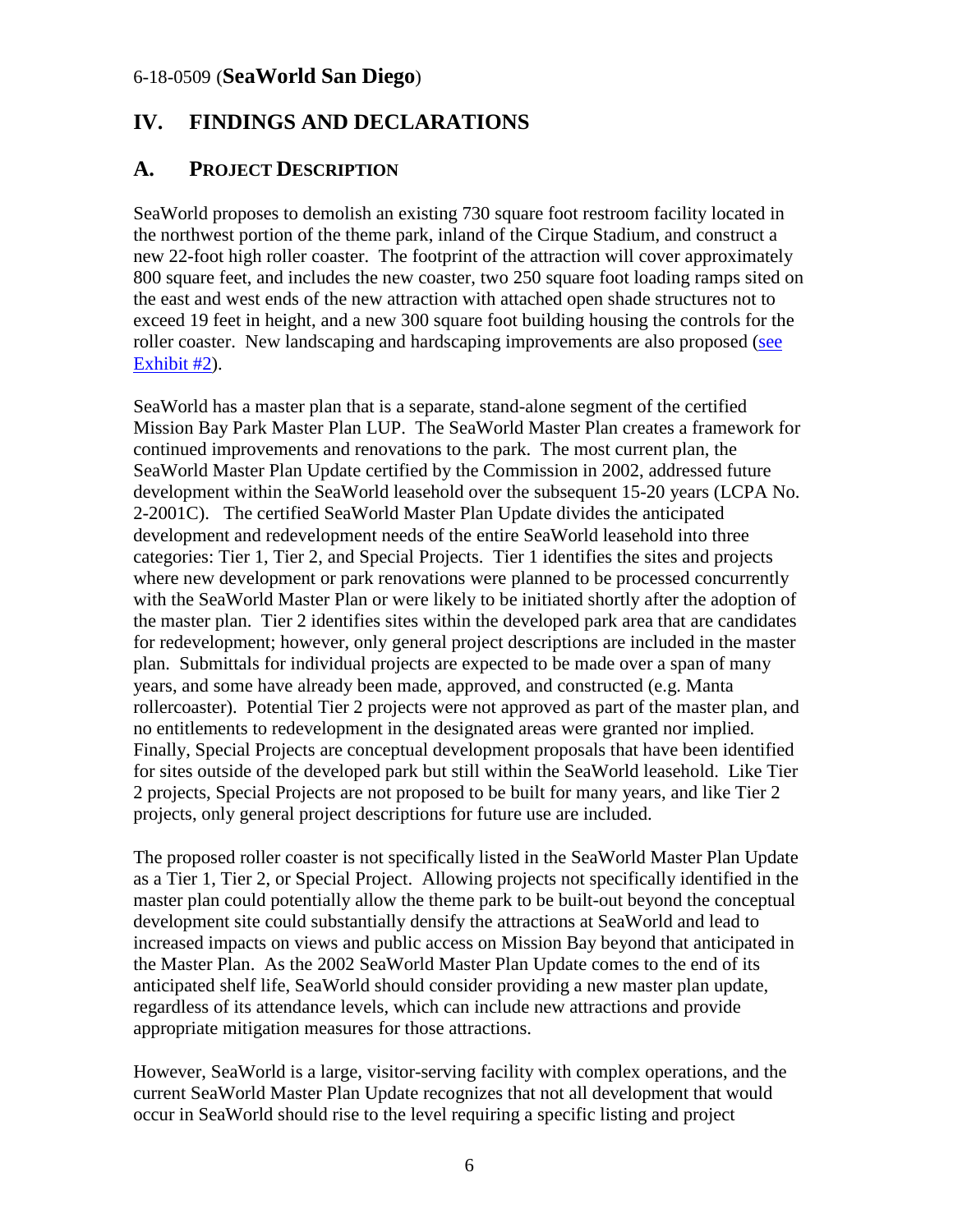# IV. FINDINGS AND DECLARATIONS

## A. PROJECT DESCRIPTION

SeaWorld proposes to demolish an existing 730 square foot restroom facility located in the northwest portion of the theme park, inland of the Cirque Stadium, and construct a new 22-foot high roller coaster. The footprint of the attraction will cover approximately 800 square feet, and includes the new coaster, two 250 square foot loading ramps sited on the east and west ends of the new attraction with attached open shade structures not to exceed 19 feet in height, and a new 300 square foot building housing the controls for the roller coaster. New landscaping and hardscaping improvements are also proposed (see Exhibit #2).

SeaWorld has a master plan that is a separate, stand-alone segment of the certified Mission Bay Park Master Plan LUP. The SeaWorld Master Plan creates a framework for continued improvements and renovations to the park. The most current plan, the SeaWorld Master Plan Update certified by the Commission in 2002, addressed future development within the SeaWorld leasehold over the subsequent 15-20 years (LCPA No. 2-2001C). The certified SeaWorld Master Plan Update divides the anticipated development and redevelopment needs of the entire SeaWorld leasehold into three categories: Tier 1, Tier 2, and Special Projects. Tier 1 identifies the sites and projects where new development or park renovations were planned to be processed concurrently with the SeaWorld Master Plan or were likely to be initiated shortly after the adoption of the master plan. Tier 2 identifies sites within the developed park area that are candidates for redevelopment; however, only general project descriptions are included in the master plan. Submittals for individual projects are expected to be made over a span of many years, and some have already been made, approved, and constructed (e.g. Manta rollercoaster). Potential Tier 2 projects were not approved as part of the master plan, and no entitlements to redevelopment in the designated areas were granted nor implied. Finally, Special Projects are conceptual development proposals that have been identified for sites outside of the developed park but still within the SeaWorld leasehold. Like Tier 2 projects, Special Projects are not proposed to be built for many years, and like Tier 2 projects, only general project descriptions for future use are included.

The proposed roller coaster is not specifically listed in the SeaWorld Master Plan Update as a Tier 1, Tier 2, or Special Project. Allowing projects not specifically identified in the master plan could potentially allow the theme park to be built-out beyond the conceptual development site could substantially densify the attractions at SeaWorld and lead to increased impacts on views and public access on Mission Bay beyond that anticipated in the Master Plan. As the 2002 SeaWorld Master Plan Update comes to the end of its anticipated shelf life, SeaWorld should consider providing a new master plan update, regardless of its attendance levels, which can include new attractions and provide appropriate mitigation measures for those attractions.

However, SeaWorld is a large, visitor-serving facility with complex operations, and the current SeaWorld Master Plan Update recognizes that not all development that would occur in SeaWorld should rise to the level requiring a specific listing and project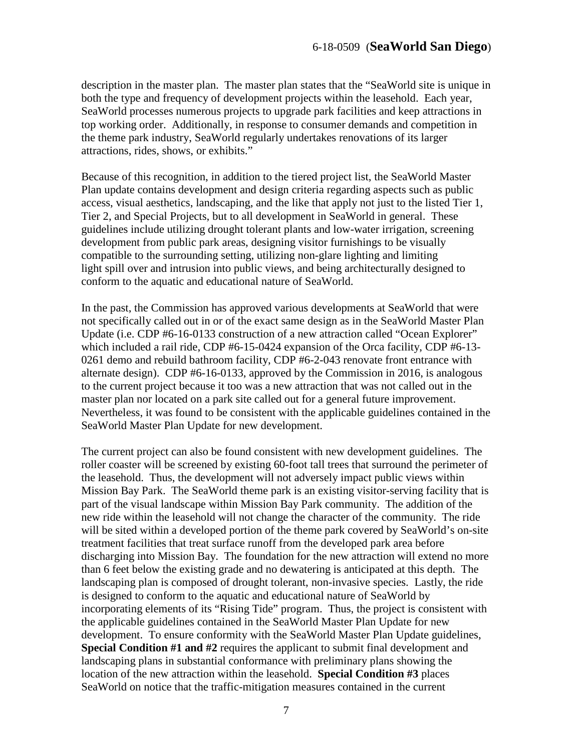description in the master plan. The master plan states that the "SeaWorld site is unique in both the type and frequency of development projects within the leasehold. Each year, SeaWorld processes numerous projects to upgrade park facilities and keep attractions in top working order. Additionally, in response to consumer demands and competition in the theme park industry, SeaWorld regularly undertakes renovations of its larger attractions, rides, shows, or exhibits."

Because of this recognition, in addition to the tiered project list, the SeaWorld Master Plan update contains development and design criteria regarding aspects such as public access, visual aesthetics, landscaping, and the like that apply not just to the listed Tier 1, Tier 2, and Special Projects, but to all development in SeaWorld in general. These guidelines include utilizing drought tolerant plants and low-water irrigation, screening development from public park areas, designing visitor furnishings to be visually compatible to the surrounding setting, utilizing non-glare lighting and limiting light spill over and intrusion into public views, and being architecturally designed to conform to the aquatic and educational nature of SeaWorld.

In the past, the Commission has approved various developments at SeaWorld that were not specifically called out in or of the exact same design as in the SeaWorld Master Plan Update (i.e. CDP #6-16-0133 construction of a new attraction called "Ocean Explorer" which included a rail ride, CDP #6-15-0424 expansion of the Orca facility, CDP #6-13-0261 demo and rebuild bathroom facility, CDP #6-2-043 renovate front entrance with alternate design). CDP #6-16-0133, approved by the Commission in 2016, is analogous to the current project because it too was a new attraction that was not called out in the master plan nor located on a park site called out for a general future improvement. Nevertheless, it was found to be consistent with the applicable guidelines contained in the SeaWorld Master Plan Update for new development.

The current project can also be found consistent with new development guidelines. The roller coaster will be screened by existing 60-foot tall trees that surround the perimeter of the leasehold. Thus, the development will not adversely impact public views within Mission Bay Park. The SeaWorld theme park is an existing visitor-serving facility that is part of the visual landscape within Mission Bay Park community. The addition of the new ride within the leasehold will not change the character of the community. The ride will be sited within a developed portion of the theme park covered by SeaWorld's on-site treatment facilities that treat surface runoff from the developed park area before discharging into Mission Bay. The foundation for the new attraction will extend no more than 6 feet below the existing grade and no dewatering is anticipated at this depth. The landscaping plan is composed of drought tolerant, non-invasive species. Lastly, the ride is designed to conform to the aquatic and educational nature of SeaWorld by incorporating elements of its "Rising Tide" program. Thus, the project is consistent with the applicable guidelines contained in the SeaWorld Master Plan Update for new development. To ensure conformity with the SeaWorld Master Plan Update guidelines, **Special Condition #1 and #2** requires the applicant to submit final development and landscaping plans in substantial conformance with preliminary plans showing the location of the new attraction within the leasehold. **Special Condition #3** places SeaWorld on notice that the traffic-mitigation measures contained in the current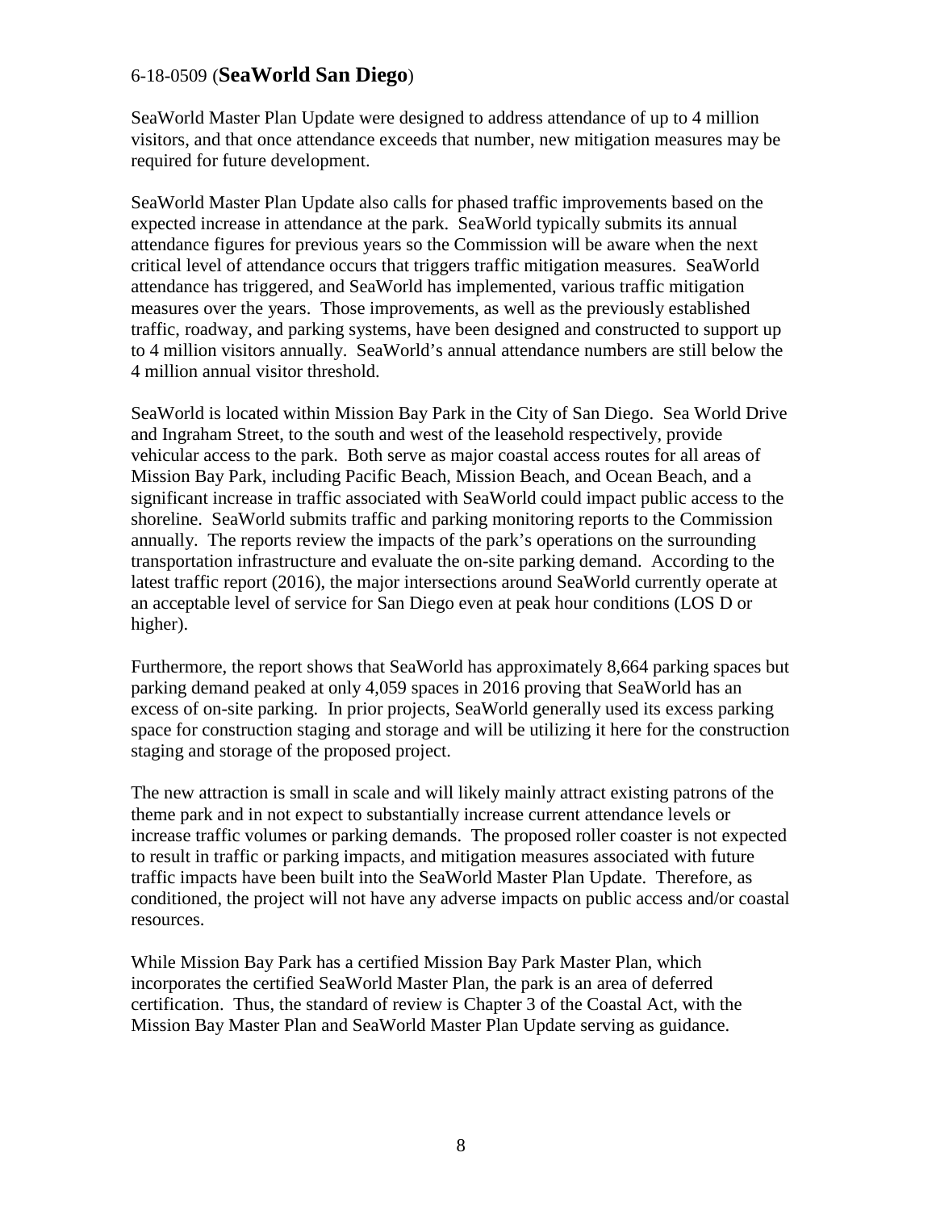SeaWorld Master Plan Update were designed to address attendance of up to 4 million visitors, and that once attendance exceeds that number, new mitigation measures may be required for future development.

SeaWorld Master Plan Update also calls for phased traffic improvements based on the expected increase in attendance at the park. SeaWorld typically submits its annual attendance figures for previous years so the Commission will be aware when the next critical level of attendance occurs that triggers traffic mitigation measures. SeaWorld attendance has triggered, and SeaWorld has implemented, various traffic mitigation measures over the years. Those improvements, as well as the previously established traffic, roadway, and parking systems, have been designed and constructed to support up to 4 million visitors annually. SeaWorld's annual attendance numbers are still below the 4 million annual visitor threshold.

SeaWorld is located within Mission Bay Park in the City of San Diego. Sea World Drive and Ingraham Street, to the south and west of the leasehold respectively, provide vehicular access to the park. Both serve as major coastal access routes for all areas of Mission Bay Park, including Pacific Beach, Mission Beach, and Ocean Beach, and a significant increase in traffic associated with SeaWorld could impact public access to the shoreline. SeaWorld submits traffic and parking monitoring reports to the Commission annually. The reports review the impacts of the park's operations on the surrounding transportation infrastructure and evaluate the on-site parking demand. According to the latest traffic report (2016), the major intersections around SeaWorld currently operate at an acceptable level of service for San Diego even at peak hour conditions (LOS D or higher).

Furthermore, the report shows that SeaWorld has approximately 8,664 parking spaces but parking demand peaked at only 4,059 spaces in 2016 proving that SeaWorld has an excess of on-site parking. In prior projects, SeaWorld generally used its excess parking space for construction staging and storage and will be utilizing it here for the construction staging and storage of the proposed project.

The new attraction is small in scale and will likely mainly attract existing patrons of the theme park and in not expect to substantially increase current attendance levels or increase traffic volumes or parking demands. The proposed roller coaster is not expected to result in traffic or parking impacts, and mitigation measures associated with future traffic impacts have been built into the SeaWorld Master Plan Update. Therefore, as conditioned, the project will not have any adverse impacts on public access and/or coastal resources.

While Mission Bay Park has a certified Mission Bay Park Master Plan, which incorporates the certified SeaWorld Master Plan, the park is an area of deferred certification. Thus, the standard of review is Chapter 3 of the Coastal Act, with the Mission Bay Master Plan and SeaWorld Master Plan Update serving as guidance.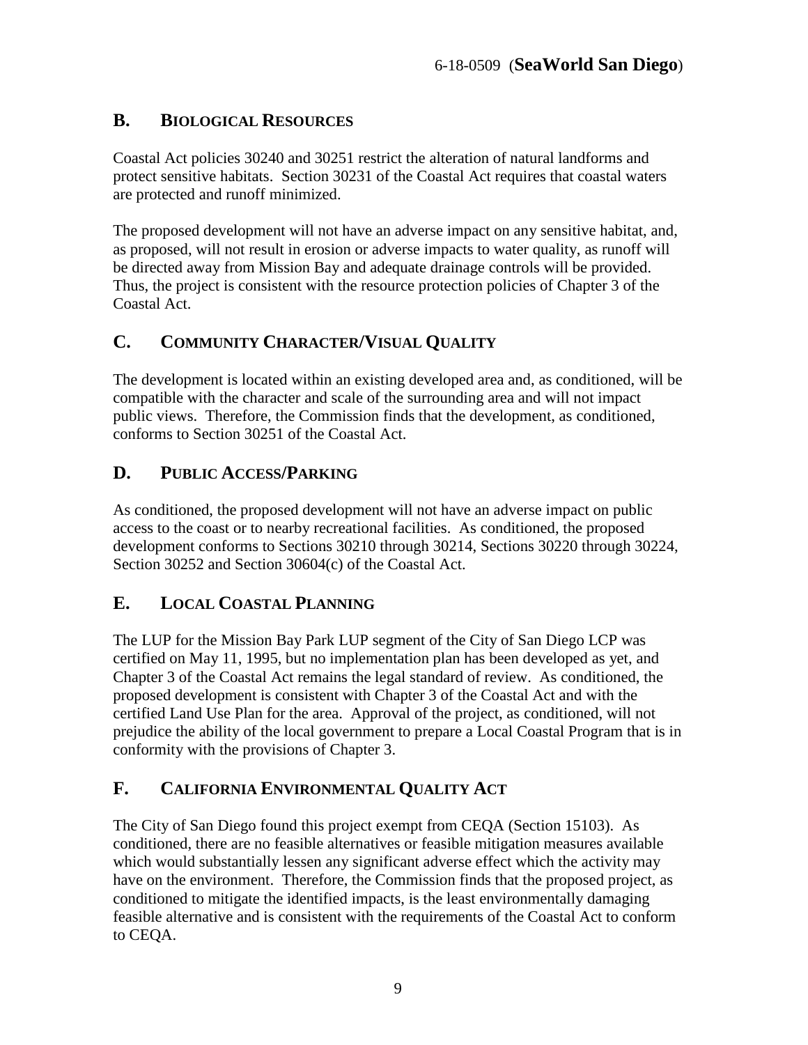## B. BIOLOGICAL RESOURCES

Coastal Act policies 30240 and 30251 restrict the alteration of natural landforms and protect sensitive habitats. Section 30231 of the Coastal Act requires that coastal waters are protected and runoff minimized.

The proposed development will not have an adverse impact on any sensitive habitat, and, as proposed, will not result in erosion or adverse impacts to water quality, as runoff will be directed away from Mission Bay and adequate drainage controls will be provided. Thus, the project is consistent with the resource protection policies of Chapter 3 of the Coastal Act.

## C. COMMUNITY CHARACTER/VISUAL QUALITY

The development is located within an existing developed area and, as conditioned, will be compatible with the character and scale of the surrounding area and will not impact public views. Therefore, the Commission finds that the development, as conditioned, conforms to Section 30251 of the Coastal Act.

## D. PUBLIC ACCESS/PARKING

As conditioned, the proposed development will not have an adverse impact on public access to the coast or to nearby recreational facilities. As conditioned, the proposed development conforms to Sections 30210 through 30214, Sections 30220 through 30224, Section 30252 and Section 30604(c) of the Coastal Act.

## E. LOCAL COASTAL PLANNING

The LUP for the Mission Bay Park LUP segment of the City of San Diego LCP was certified on May 11, 1995, but no implementation plan has been developed as yet, and Chapter 3 of the Coastal Act remains the legal standard of review. As conditioned, the proposed development is consistent with Chapter 3 of the Coastal Act and with the certified Land Use Plan for the area. Approval of the project, as conditioned, will not prejudice the ability of the local government to prepare a Local Coastal Program that is in conformity with the provisions of Chapter 3.

## F. CALIFORNIA ENVIRONMENTAL QUALITY ACT

The City of San Diego found this project exempt from CEQA (Section 15103). As conditioned, there are no feasible alternatives or feasible mitigation measures available which would substantially lessen any significant adverse effect which the activity may have on the environment. Therefore, the Commission finds that the proposed project, as conditioned to mitigate the identified impacts, is the least environmentally damaging feasible alternative and is consistent with the requirements of the Coastal Act to conform to CEQA.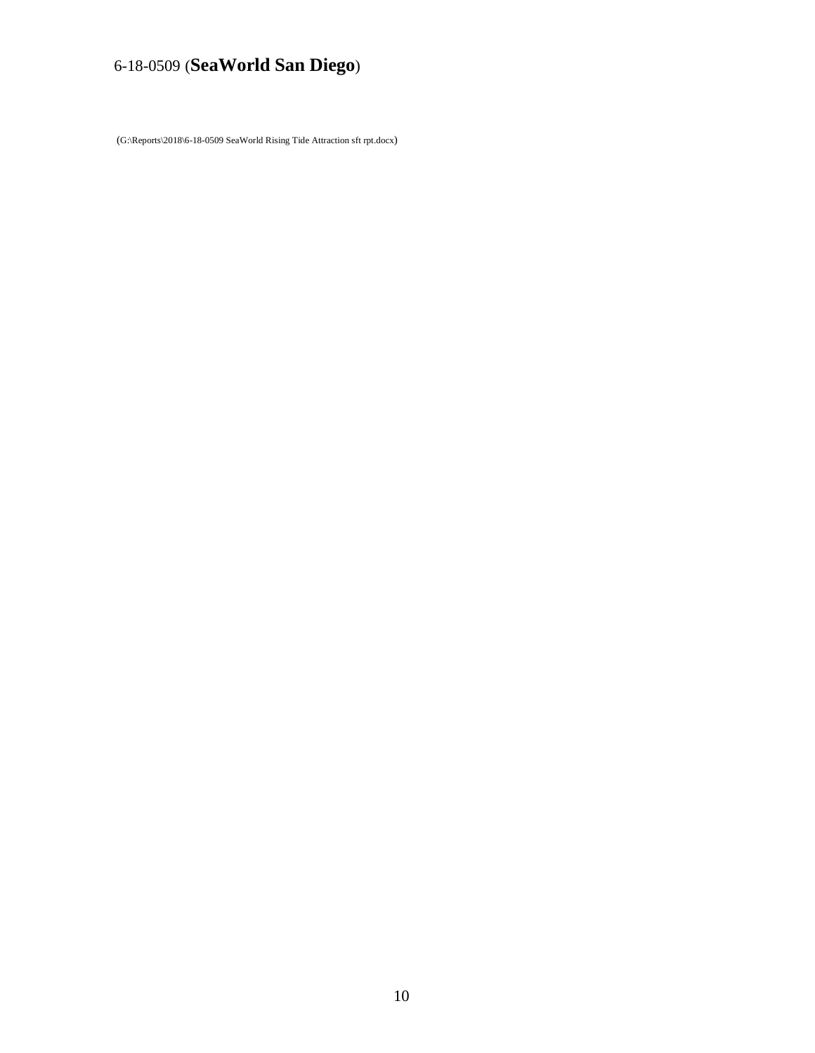(G:\Reports\2018\6-18-0509 SeaWorld Rising Tide Attraction sft rpt.docx)